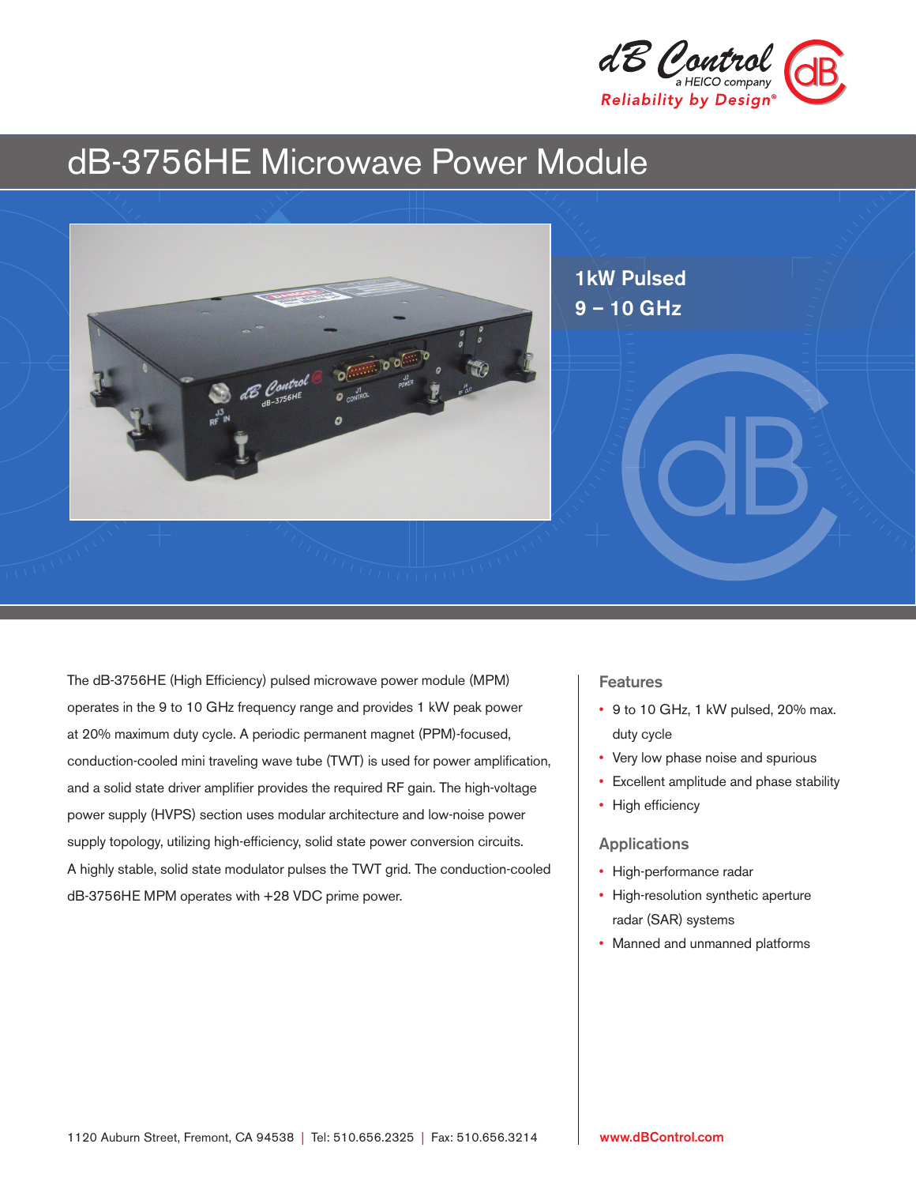dB Control
a HEICO company
Reliability by Design®

# dB-3756HE Microwave Power Module

**1kW Pulsed**
**9 – 10 GHz**

The dB-3756HE (High Efficiency) pulsed microwave power module (MPM) operates in the 9 to 10 GHz frequency range and provides 1 kW peak power at 20% maximum duty cycle. A periodic permanent magnet (PPM)-focused, conduction-cooled mini traveling wave tube (TWT) is used for power amplification, and a solid state driver amplifier provides the required RF gain. The high-voltage power supply (HVPS) section uses modular architecture and low-noise power supply topology, utilizing high-efficiency, solid state power conversion circuits. A highly stable, solid state modulator pulses the TWT grid. The conduction-cooled dB-3756HE MPM operates with +28 VDC prime power.

## Features

- 9 to 10 GHz, 1 kW pulsed, 20% max. duty cycle
- Very low phase noise and spurious
- Excellent amplitude and phase stability
- High efficiency

## Applications

- High-performance radar
- High-resolution synthetic aperture radar (SAR) systems
- Manned and unmanned platforms

1120 Auburn Street, Fremont, CA 94538 | Tel: 510.656.2325 | Fax: 510.656.3214

www.dBControl.com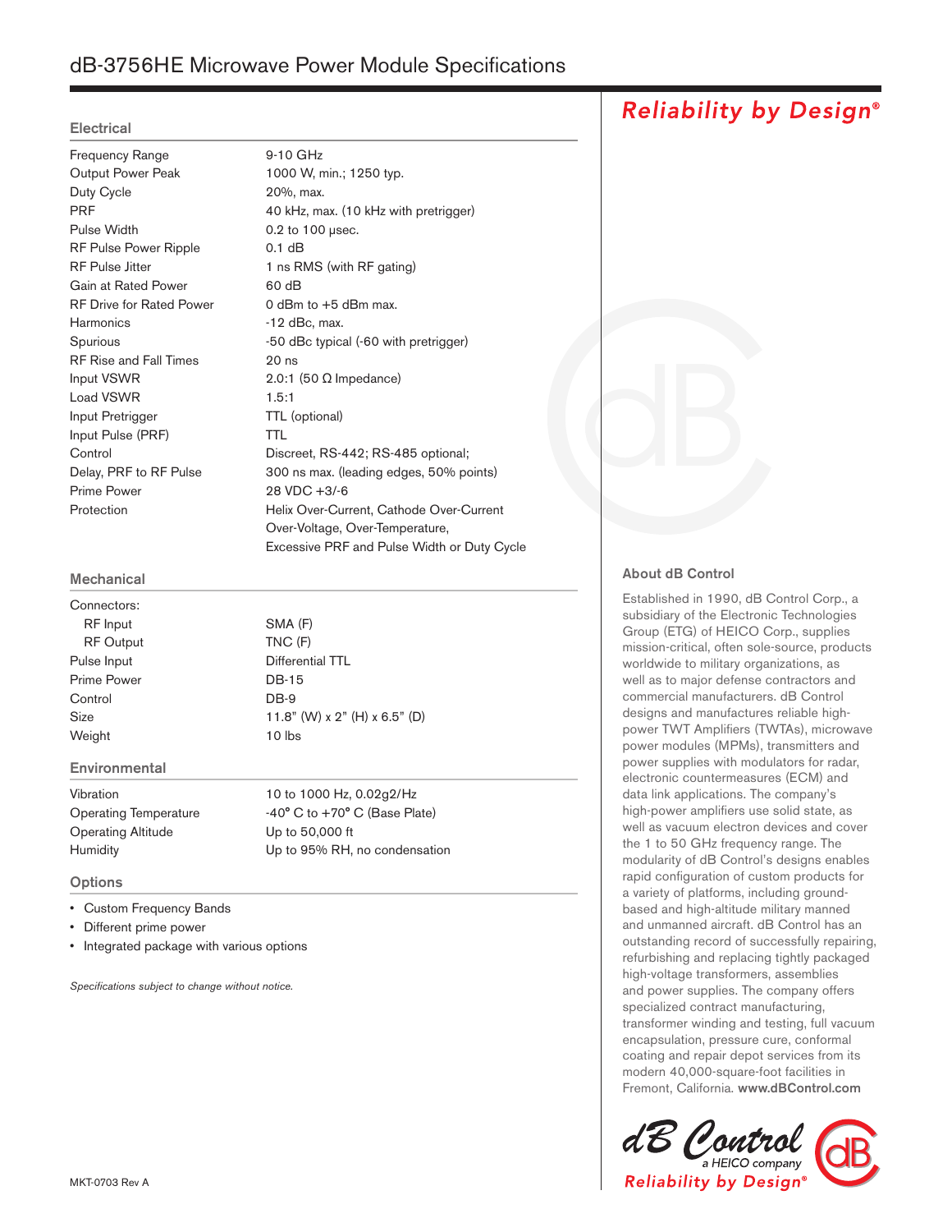# dB-3756HE Microwave Power Module Specifications

## Electrical

| | |
|---|---|
| Frequency Range | 9-10 GHz |
| Output Power Peak | 1000 W, min.; 1250 typ. |
| Duty Cycle | 20%, max. |
| PRF | 40 kHz, max. (10 kHz with pretrigger) |
| Pulse Width | 0.2 to 100 μsec. |
| RF Pulse Power Ripple | 0.1 dB |
| RF Pulse Jitter | 1 ns RMS (with RF gating) |
| Gain at Rated Power | 60 dB |
| RF Drive for Rated Power | 0 dBm to +5 dBm max. |
| Harmonics | -12 dBc, max. |
| Spurious | -50 dBc typical (-60 with pretrigger) |
| RF Rise and Fall Times | 20 ns |
| Input VSWR | 2.0:1 (50 Ω Impedance) |
| Load VSWR | 1.5:1 |
| Input Pretrigger | TTL (optional) |
| Input Pulse (PRF) | TTL |
| Control | Discreet, RS-442; RS-485 optional; |
| Delay, PRF to RF Pulse | 300 ns max. (leading edges, 50% points) |
| Prime Power | 28 VDC +3/-6 |
| Protection | Helix Over-Current, Cathode Over-Current Over-Voltage, Over-Temperature, Excessive PRF and Pulse Width or Duty Cycle |

## Mechanical

| | |
|---|---|
| Connectors: | |
| RF Input | SMA (F) |
| RF Output | TNC (F) |
| Pulse Input | Differential TTL |
| Prime Power | DB-15 |
| Control | DB-9 |
| Size | 11.8" (W) x 2" (H) x 6.5" (D) |
| Weight | 10 lbs |

## Environmental

| | |
|---|---|
| Vibration | 10 to 1000 Hz, 0.02g2/Hz |
| Operating Temperature | -40° C to +70° C (Base Plate) |
| Operating Altitude | Up to 50,000 ft |
| Humidity | Up to 95% RH, no condensation |

## Options

- Custom Frequency Bands
- Different prime power
- Integrated package with various options

*Specifications subject to change without notice.*

*Reliability by Design®*

### About dB Control

Established in 1990, dB Control Corp., a subsidiary of the Electronic Technologies Group (ETG) of HEICO Corp., supplies mission-critical, often sole-source, products worldwide to military organizations, as well as to major defense contractors and commercial manufacturers. dB Control designs and manufactures reliable high-power TWT Amplifiers (TWTAs), microwave power modules (MPMs), transmitters and power supplies with modulators for radar, electronic countermeasures (ECM) and data link applications. The company's high-power amplifiers use solid state, as well as vacuum electron devices and cover the 1 to 50 GHz frequency range. The modularity of dB Control's designs enables rapid configuration of custom products for a variety of platforms, including ground-based and high-altitude military manned and unmanned aircraft. dB Control has an outstanding record of successfully repairing, refurbishing and replacing tightly packaged high-voltage transformers, assemblies and power supplies. The company offers specialized contract manufacturing, transformer winding and testing, full vacuum encapsulation, pressure cure, conformal coating and repair depot services from its modern 40,000-square-foot facilities in Fremont, California. **www.dBControl.com**

dB Control
a HEICO company
Reliability by Design®

MKT-0703 Rev A